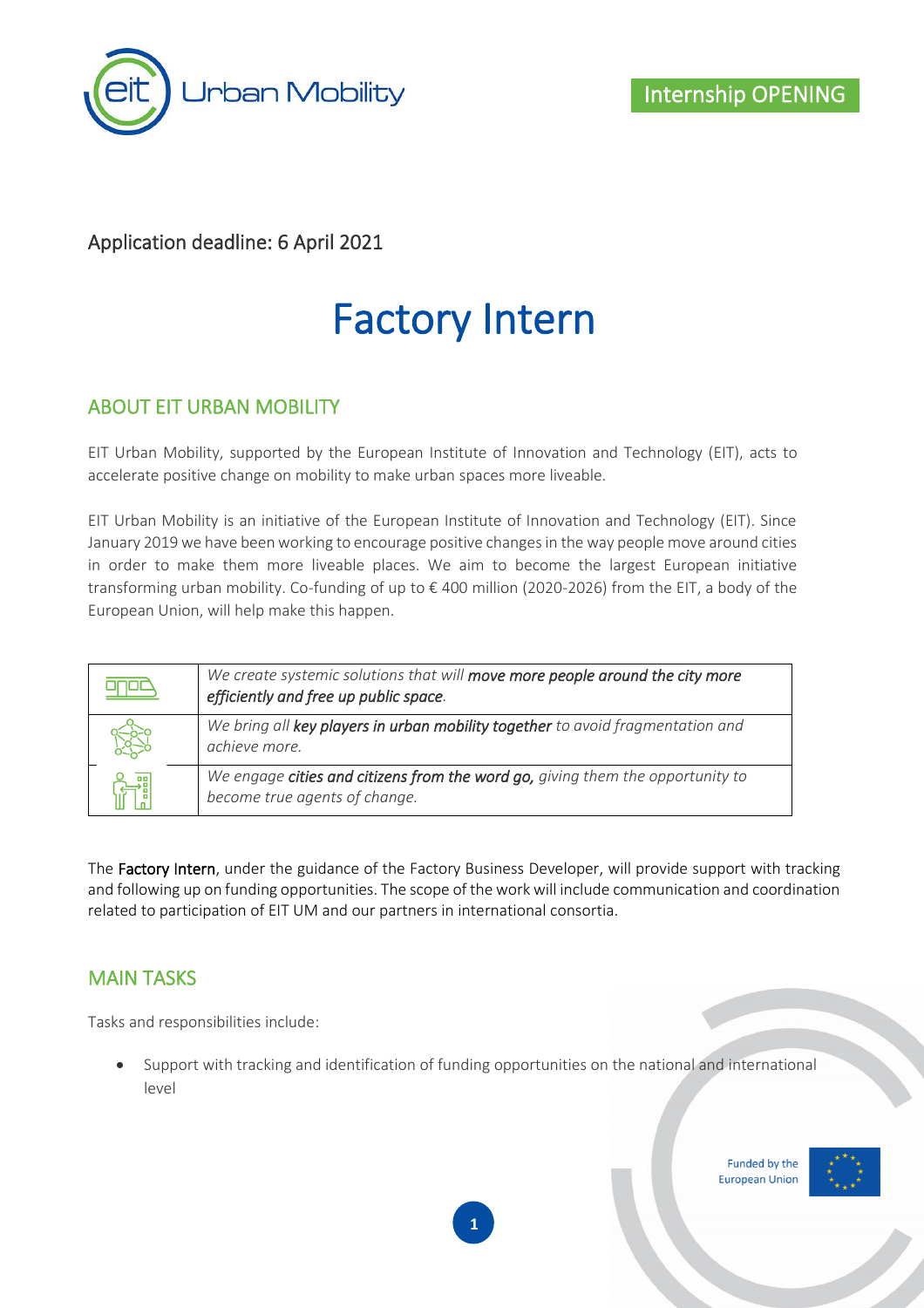Internship OPENING

Application deadline: 6 April 2021

# Factory Intern

## ABOUT EIT URBAN MOBILITY

EIT Urban Mobility, supported by the European Institute of Innovation and Technology (EIT), acts to accelerate positive change on mobility to make urban spaces more liveable.

EIT Urban Mobility is an initiative of the European Institute of Innovation and Technology (EIT). Since January 2019 we have been working to encourage positive changes in the way people move around cities in order to make them more liveable places. We aim to become the largest European initiative transforming urban mobility. Co-funding of up to € 400 million (2020-2026) from the EIT, a body of the European Union, will help make this happen.

| | |
|---|---|
| | *We create systemic solutions that will* ***move more people around the city more efficiently and free up public space****.* |
| | *We bring all* ***key players in urban mobility together*** *to avoid fragmentation and achieve more.* |
| | *We engage* ***cities and citizens from the word go****, giving them the opportunity to become true agents of change.* |

The **Factory Intern**, under the guidance of the Factory Business Developer, will provide support with tracking and following up on funding opportunities. The scope of the work will include communication and coordination related to participation of EIT UM and our partners in international consortia.

## MAIN TASKS

Tasks and responsibilities include:

- Support with tracking and identification of funding opportunities on the national and international level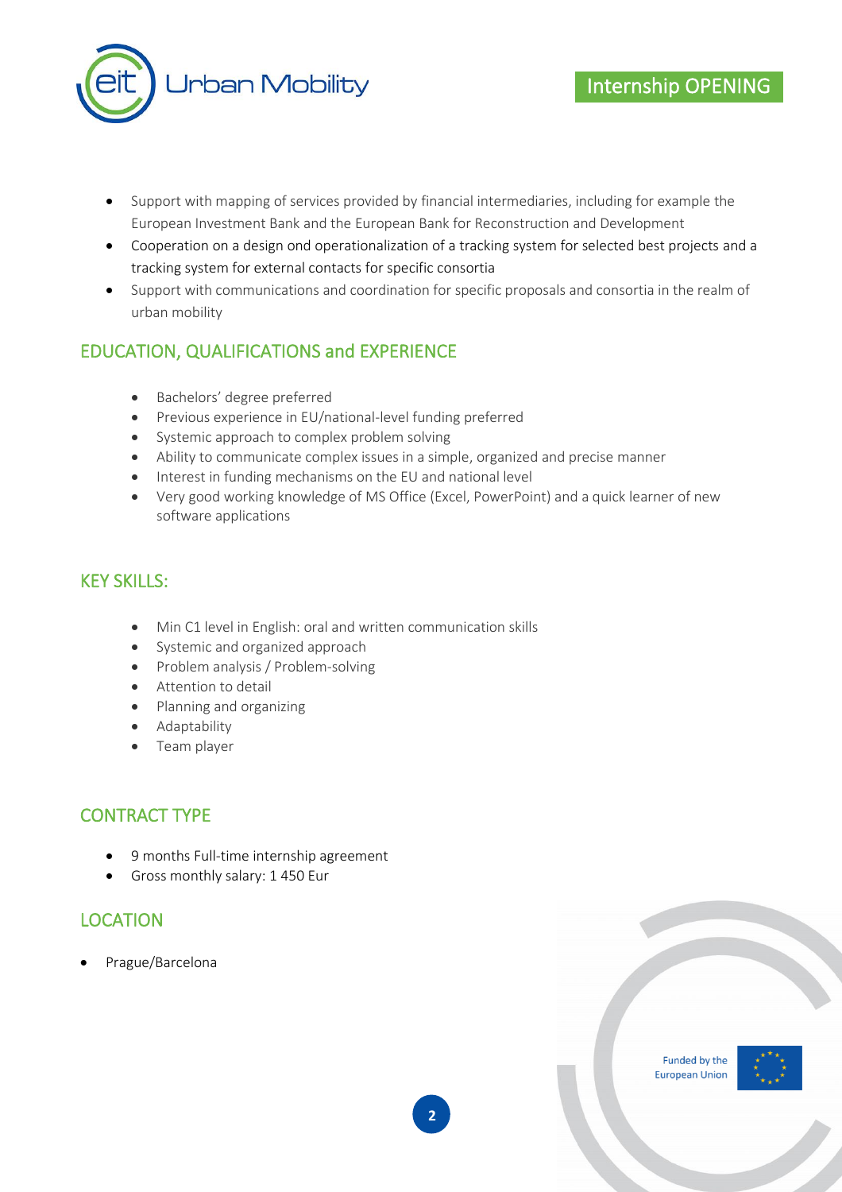- Support with mapping of services provided by financial intermediaries, including for example the European Investment Bank and the European Bank for Reconstruction and Development
- Cooperation on a design ond operationalization of a tracking system for selected best projects and a tracking system for external contacts for specific consortia
- Support with communications and coordination for specific proposals and consortia in the realm of urban mobility

## EDUCATION, QUALIFICATIONS and EXPERIENCE

- Bachelors' degree preferred
- Previous experience in EU/national-level funding preferred
- Systemic approach to complex problem solving
- Ability to communicate complex issues in a simple, organized and precise manner
- Interest in funding mechanisms on the EU and national level
- Very good working knowledge of MS Office (Excel, PowerPoint) and a quick learner of new software applications

## KEY SKILLS:

- Min C1 level in English: oral and written communication skills
- Systemic and organized approach
- Problem analysis / Problem-solving
- Attention to detail
- Planning and organizing
- Adaptability
- Team player

## CONTRACT TYPE

- 9 months Full-time internship agreement
- Gross monthly salary: 1 450 Eur

## LOCATION

- Prague/Barcelona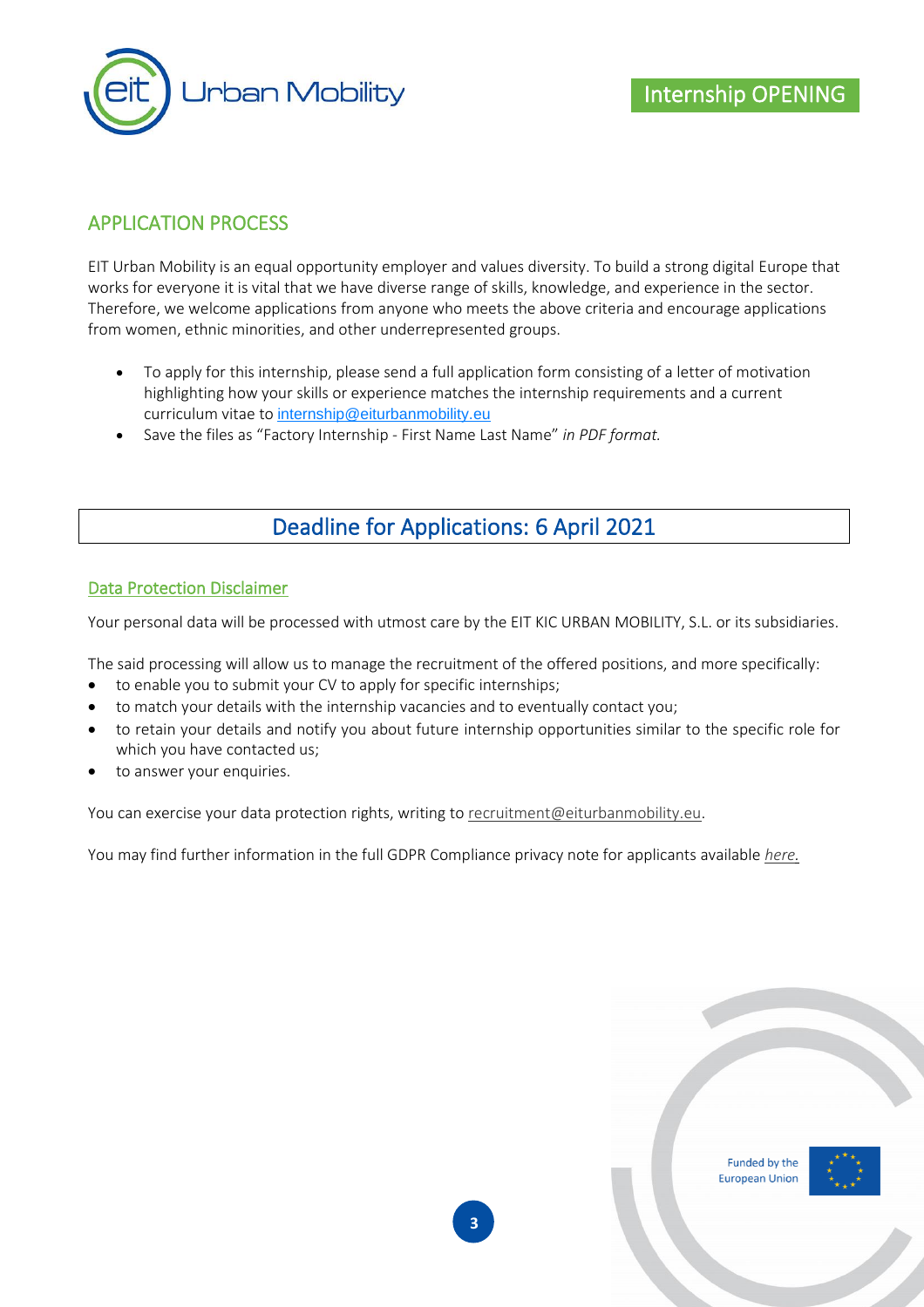## APPLICATION PROCESS

EIT Urban Mobility is an equal opportunity employer and values diversity. To build a strong digital Europe that works for everyone it is vital that we have diverse range of skills, knowledge, and experience in the sector. Therefore, we welcome applications from anyone who meets the above criteria and encourage applications from women, ethnic minorities, and other underrepresented groups.

- To apply for this internship, please send a full application form consisting of a letter of motivation highlighting how your skills or experience matches the internship requirements and a current curriculum vitae to internship@eiturbanmobility.eu
- Save the files as "Factory Internship - First Name Last Name" *in PDF format.*

## Deadline for Applications: 6 April 2021

### Data Protection Disclaimer

Your personal data will be processed with utmost care by the EIT KIC URBAN MOBILITY, S.L. or its subsidiaries.

The said processing will allow us to manage the recruitment of the offered positions, and more specifically:

- to enable you to submit your CV to apply for specific internships;
- to match your details with the internship vacancies and to eventually contact you;
- to retain your details and notify you about future internship opportunities similar to the specific role for which you have contacted us;
- to answer your enquiries.

You can exercise your data protection rights, writing to recruitment@eiturbanmobility.eu.

You may find further information in the full GDPR Compliance privacy note for applicants available *here.*

Funded by the European Union